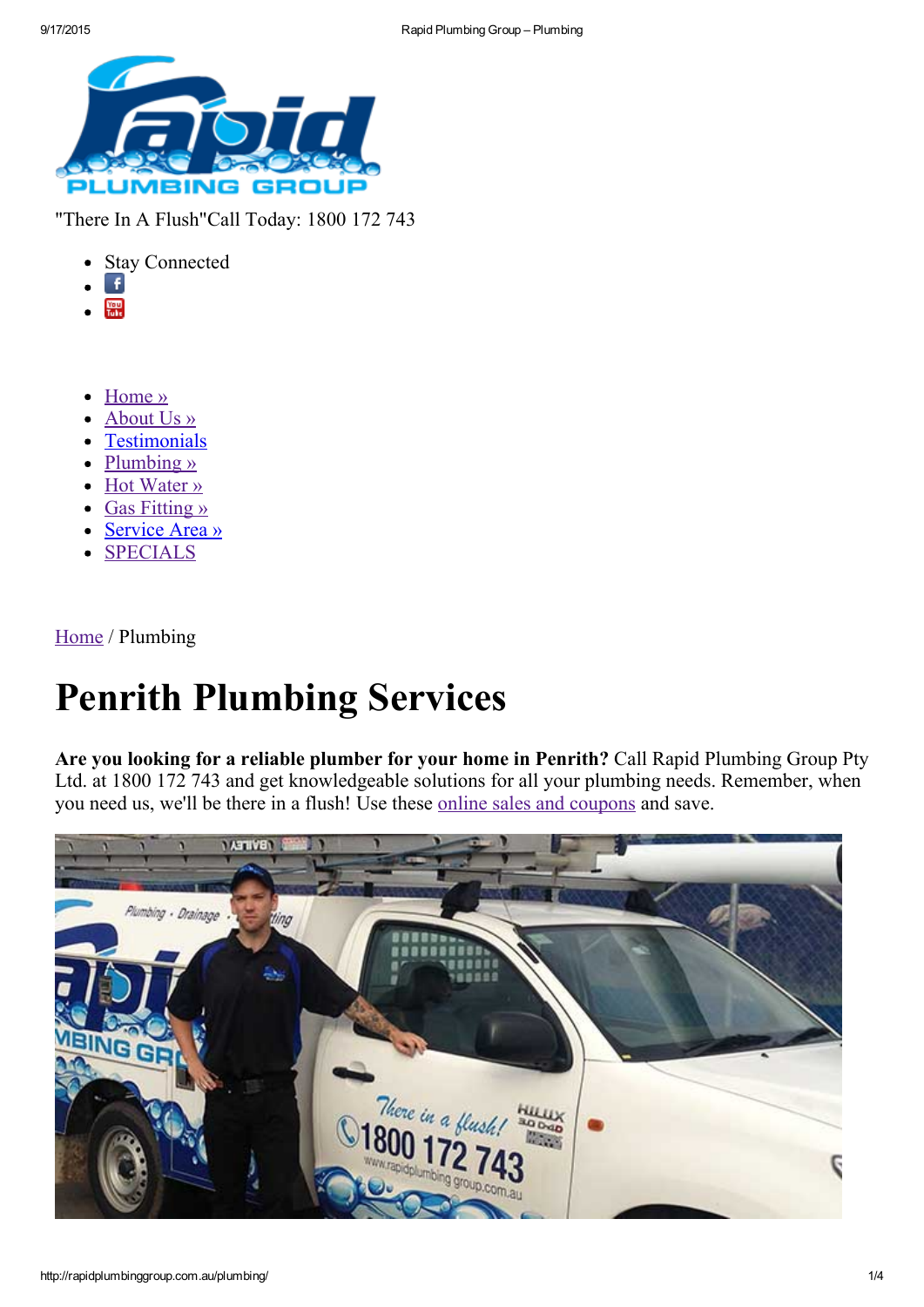"There In A Flush"Call Today: 1800 172 743

- Stay Connected

- Home »
- About Us »
- Testimonials
- Plumbing »
- Hot Water »
- Gas Fitting »
- Service Area »
- SPECIALS

Home / Plumbing

# Penrith Plumbing Services

**Are you looking for a reliable plumber for your home in Penrith?** Call Rapid Plumbing Group Pty Ltd. at 1800 172 743 and get knowledgeable solutions for all your plumbing needs. Remember, when you need us, we'll be there in a flush! Use these online sales and coupons and save.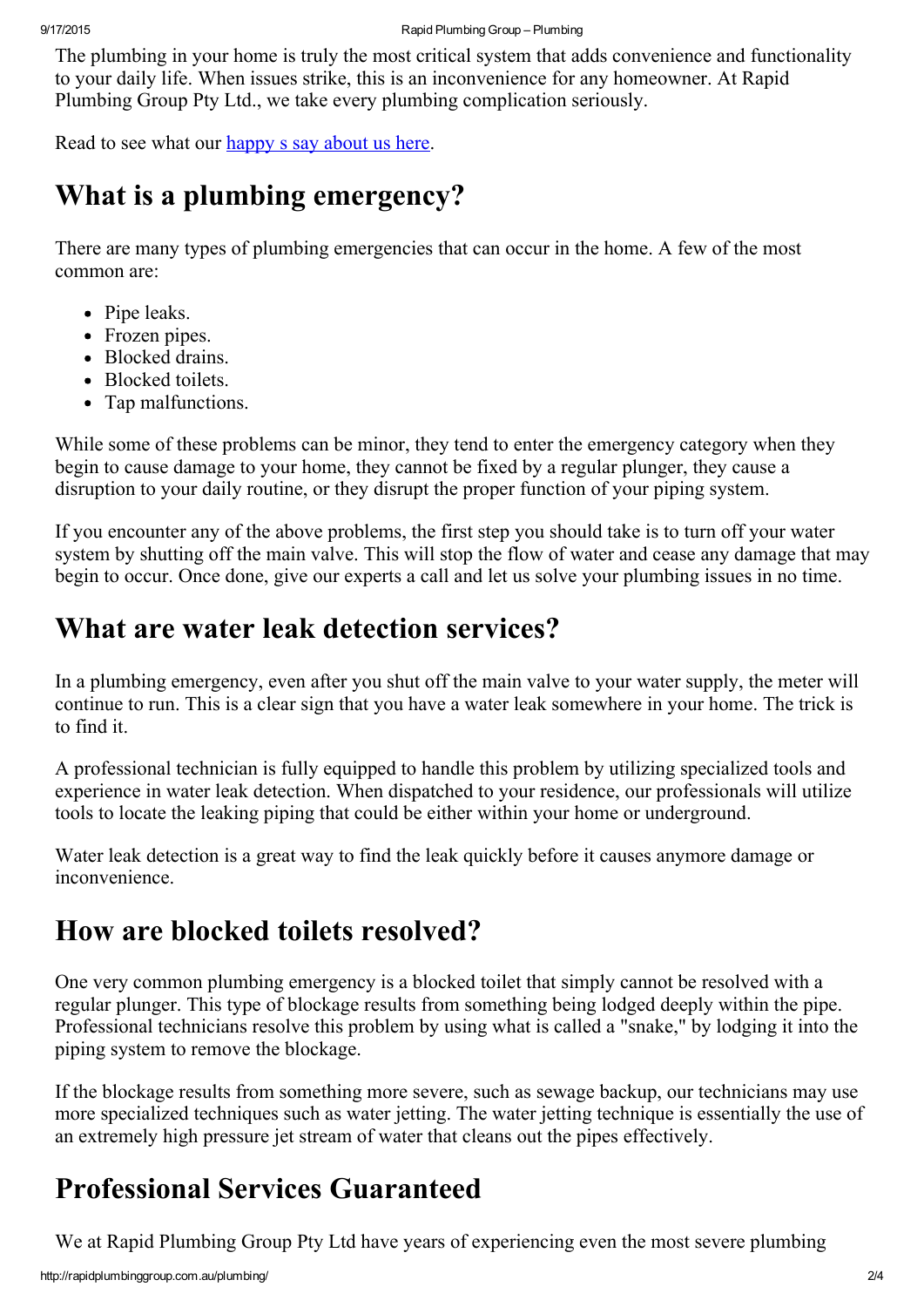The plumbing in your home is truly the most critical system that adds convenience and functionality to your daily life. When issues strike, this is an inconvenience for any homeowner. At Rapid Plumbing Group Pty Ltd., we take every plumbing complication seriously.

Read to see what our happy s say about us here.

## What is a plumbing emergency?

There are many types of plumbing emergencies that can occur in the home. A few of the most common are:

- Pipe leaks.
- Frozen pipes.
- Blocked drains.
- Blocked toilets.
- Tap malfunctions.

While some of these problems can be minor, they tend to enter the emergency category when they begin to cause damage to your home, they cannot be fixed by a regular plunger, they cause a disruption to your daily routine, or they disrupt the proper function of your piping system.

If you encounter any of the above problems, the first step you should take is to turn off your water system by shutting off the main valve. This will stop the flow of water and cease any damage that may begin to occur. Once done, give our experts a call and let us solve your plumbing issues in no time.

## What are water leak detection services?

In a plumbing emergency, even after you shut off the main valve to your water supply, the meter will continue to run. This is a clear sign that you have a water leak somewhere in your home. The trick is to find it.

A professional technician is fully equipped to handle this problem by utilizing specialized tools and experience in water leak detection. When dispatched to your residence, our professionals will utilize tools to locate the leaking piping that could be either within your home or underground.

Water leak detection is a great way to find the leak quickly before it causes anymore damage or inconvenience.

## How are blocked toilets resolved?

One very common plumbing emergency is a blocked toilet that simply cannot be resolved with a regular plunger. This type of blockage results from something being lodged deeply within the pipe. Professional technicians resolve this problem by using what is called a "snake," by lodging it into the piping system to remove the blockage.

If the blockage results from something more severe, such as sewage backup, our technicians may use more specialized techniques such as water jetting. The water jetting technique is essentially the use of an extremely high pressure jet stream of water that cleans out the pipes effectively.

## Professional Services Guaranteed

We at Rapid Plumbing Group Pty Ltd have years of experiencing even the most severe plumbing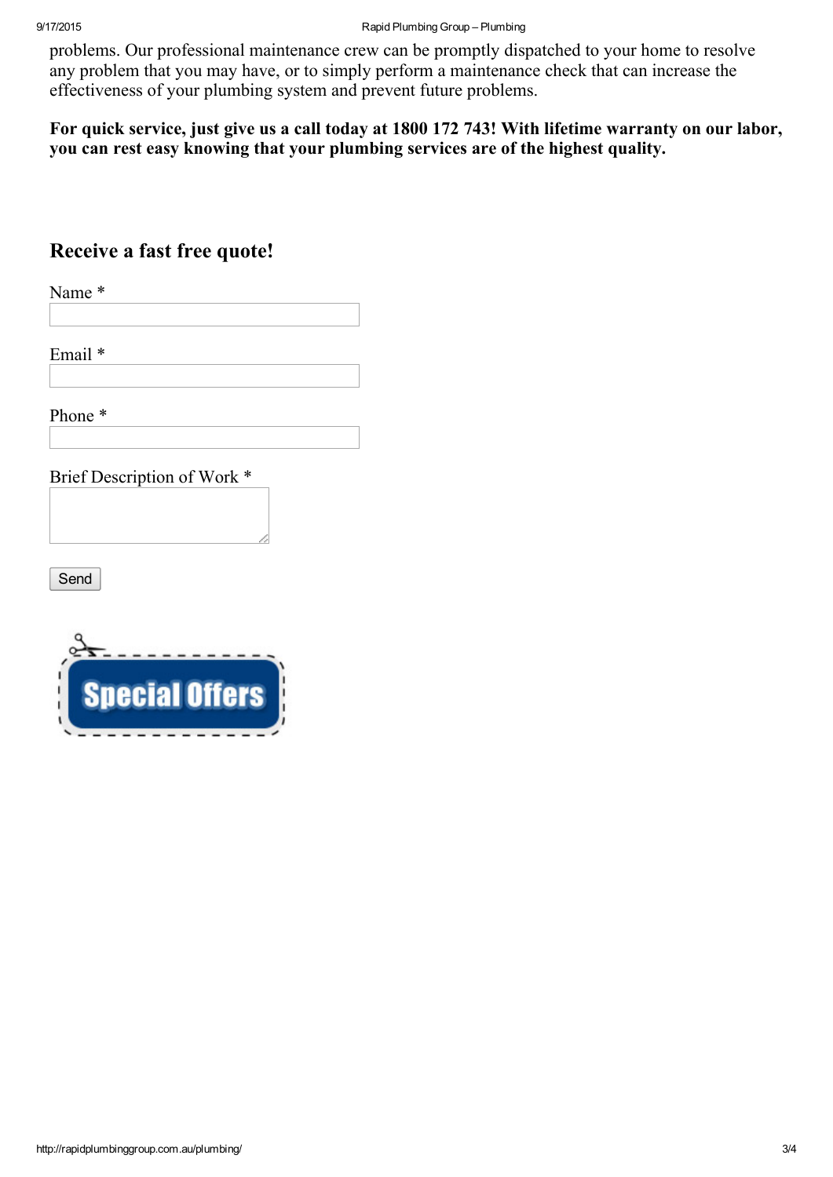problems. Our professional maintenance crew can be promptly dispatched to your home to resolve any problem that you may have, or to simply perform a maintenance check that can increase the effectiveness of your plumbing system and prevent future problems.

**For quick service, just give us a call today at 1800 172 743! With lifetime warranty on our labor, you can rest easy knowing that your plumbing services are of the highest quality.**

## Receive a fast free quote!

Name *

Email *

Phone *

Brief Description of Work *

Send

Special Offers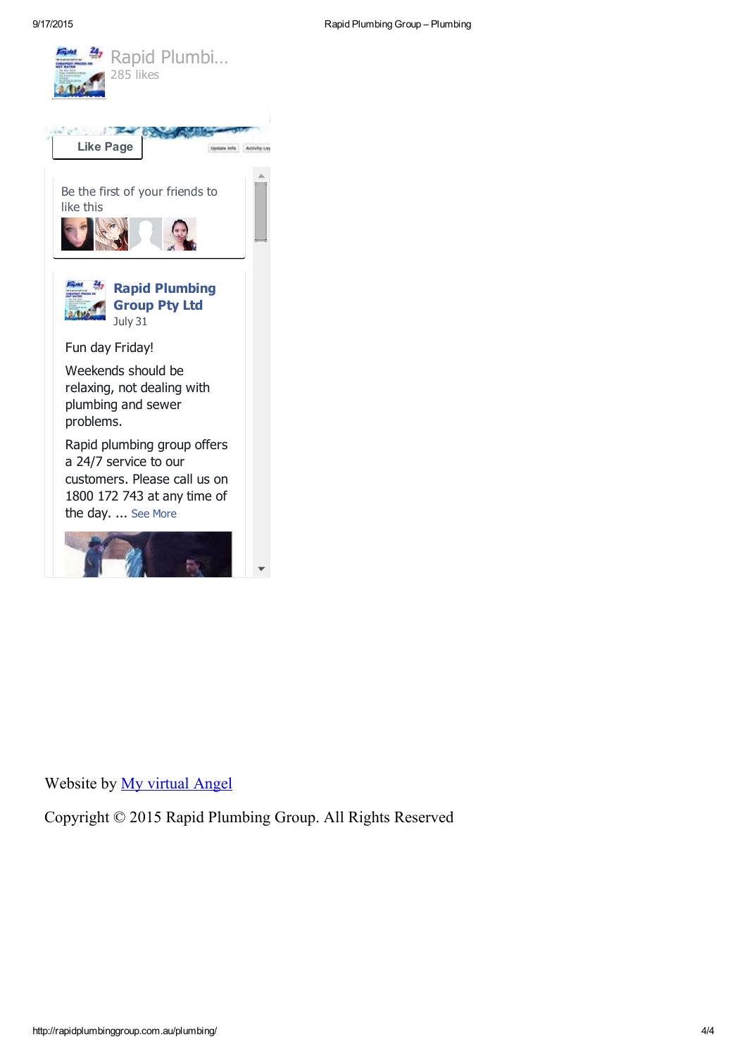Rapid Plumbi...
285 likes

Like Page

Be the first of your friends to like this

**Rapid Plumbing Group Pty Ltd**
July 31

Fun day Friday!

Weekends should be relaxing, not dealing with plumbing and sewer problems.

Rapid plumbing group offers a 24/7 service to our customers. Please call us on 1800 172 743 at any time of the day. ... See More

Website by My virtual Angel

Copyright © 2015 Rapid Plumbing Group. All Rights Reserved